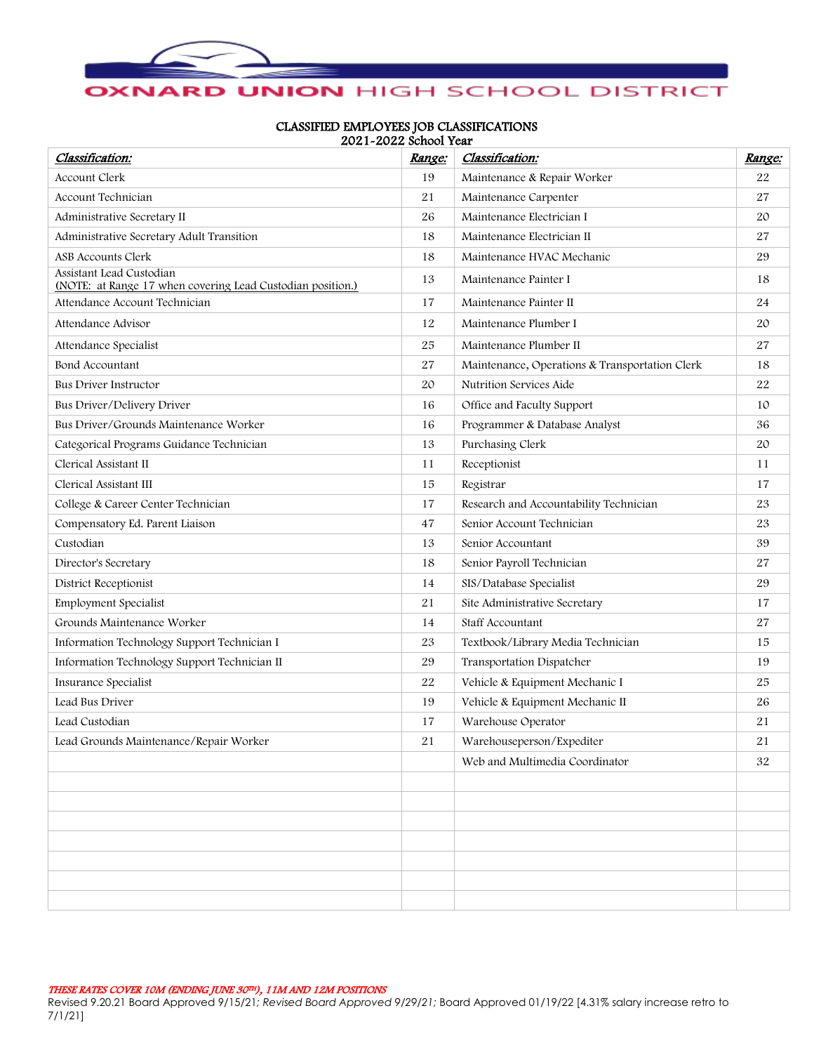# OXNARD UNION HIGH SCHOOL DISTRICT

## CLASSIFIED EMPLOYEES JOB CLASSIFICATIONS
2021-2022 School Year

| *Classification:* | *Range:* | *Classification:* | *Range:* |
|---|---|---|---|
| Account Clerk | 19 | Maintenance & Repair Worker | 22 |
| Account Technician | 21 | Maintenance Carpenter | 27 |
| Administrative Secretary II | 26 | Maintenance Electrician I | 20 |
| Administrative Secretary Adult Transition | 18 | Maintenance Electrician II | 27 |
| ASB Accounts Clerk | 18 | Maintenance HVAC Mechanic | 29 |
| Assistant Lead Custodian (NOTE: at Range 17 when covering Lead Custodian position.) | 13 | Maintenance Painter I | 18 |
| Attendance Account Technician | 17 | Maintenance Painter II | 24 |
| Attendance Advisor | 12 | Maintenance Plumber I | 20 |
| Attendance Specialist | 25 | Maintenance Plumber II | 27 |
| Bond Accountant | 27 | Maintenance, Operations & Transportation Clerk | 18 |
| Bus Driver Instructor | 20 | Nutrition Services Aide | 22 |
| Bus Driver/Delivery Driver | 16 | Office and Faculty Support | 10 |
| Bus Driver/Grounds Maintenance Worker | 16 | Programmer & Database Analyst | 36 |
| Categorical Programs Guidance Technician | 13 | Purchasing Clerk | 20 |
| Clerical Assistant II | 11 | Receptionist | 11 |
| Clerical Assistant III | 15 | Registrar | 17 |
| College & Career Center Technician | 17 | Research and Accountability Technician | 23 |
| Compensatory Ed. Parent Liaison | 47 | Senior Account Technician | 23 |
| Custodian | 13 | Senior Accountant | 39 |
| Director's Secretary | 18 | Senior Payroll Technician | 27 |
| District Receptionist | 14 | SIS/Database Specialist | 29 |
| Employment Specialist | 21 | Site Administrative Secretary | 17 |
| Grounds Maintenance Worker | 14 | Staff Accountant | 27 |
| Information Technology Support Technician I | 23 | Textbook/Library Media Technician | 15 |
| Information Technology Support Technician II | 29 | Transportation Dispatcher | 19 |
| Insurance Specialist | 22 | Vehicle & Equipment Mechanic I | 25 |
| Lead Bus Driver | 19 | Vehicle & Equipment Mechanic II | 26 |
| Lead Custodian | 17 | Warehouse Operator | 21 |
| Lead Grounds Maintenance/Repair Worker | 21 | Warehouseperson/Expediter | 21 |
| | | Web and Multimedia Coordinator | 32 |
| | | | |
| | | | |
| | | | |
| | | | |
| | | | |
| | | | |
| | | | |

***THESE RATES COVER 10M (ENDING JUNE 30TH), 11M AND 12M POSITIONS***

Revised 9.20.21 Board Approved 9/15/21; *Revised Board Approved* 9/29/21; Board Approved 01/19/22 [4.31% salary increase retro to 7/1/21]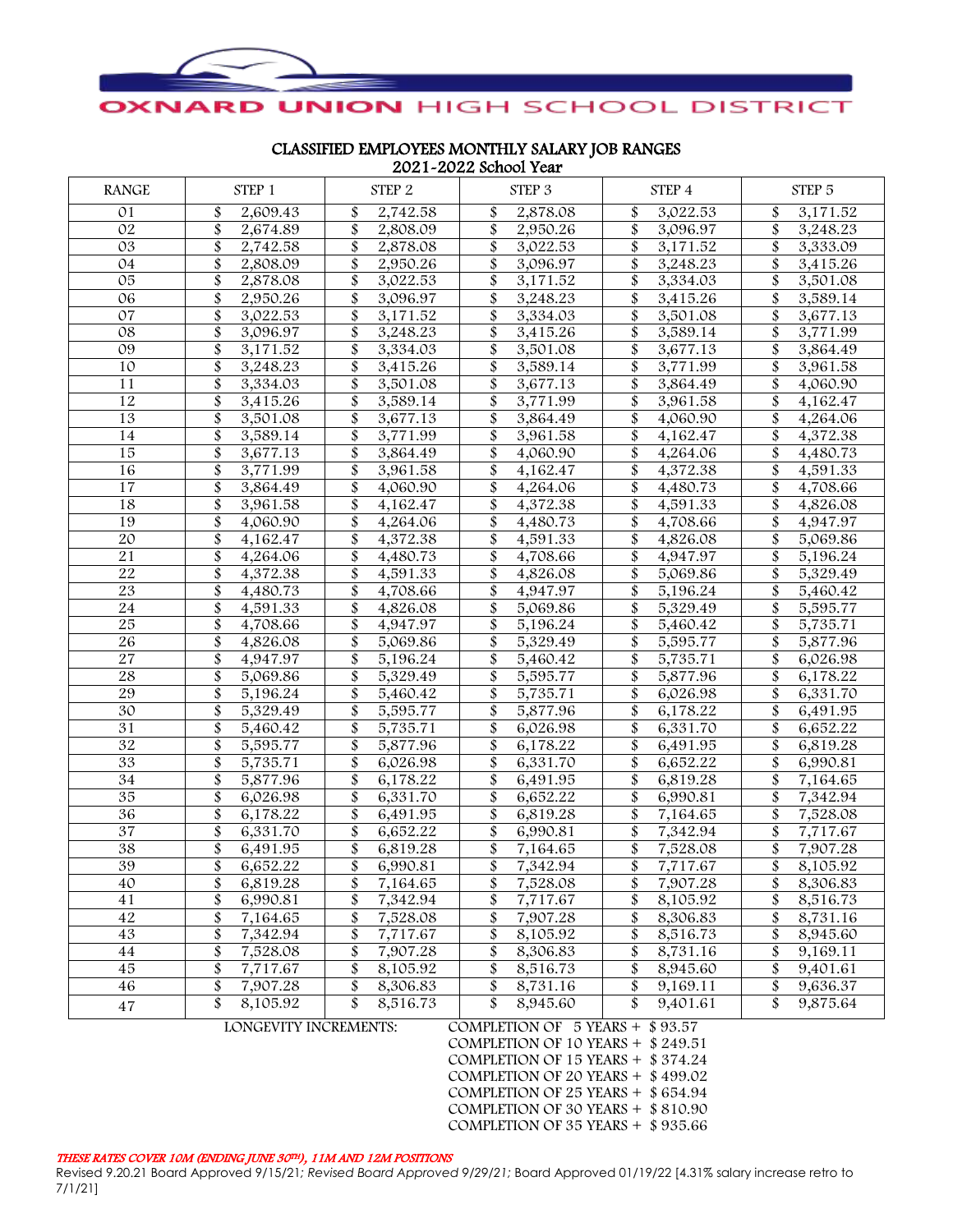OXNARD UNION HIGH SCHOOL DISTRICT

## CLASSIFIED EMPLOYEES MONTHLY SALARY JOB RANGES
## 2021-2022 School Year

| RANGE | STEP 1 | STEP 2 | STEP 3 | STEP 4 | STEP 5 |
|---|---|---|---|---|---|
| 01 | $ 2,609.43 | $ 2,742.58 | $ 2,878.08 | $ 3,022.53 | $ 3,171.52 |
| 02 | $ 2,674.89 | $ 2,808.09 | $ 2,950.26 | $ 3,096.97 | $ 3,248.23 |
| 03 | $ 2,742.58 | $ 2,878.08 | $ 3,022.53 | $ 3,171.52 | $ 3,333.09 |
| 04 | $ 2,808.09 | $ 2,950.26 | $ 3,096.97 | $ 3,248.23 | $ 3,415.26 |
| 05 | $ 2,878.08 | $ 3,022.53 | $ 3,171.52 | $ 3,334.03 | $ 3,501.08 |
| 06 | $ 2,950.26 | $ 3,096.97 | $ 3,248.23 | $ 3,415.26 | $ 3,589.14 |
| 07 | $ 3,022.53 | $ 3,171.52 | $ 3,334.03 | $ 3,501.08 | $ 3,677.13 |
| 08 | $ 3,096.97 | $ 3,248.23 | $ 3,415.26 | $ 3,589.14 | $ 3,771.99 |
| 09 | $ 3,171.52 | $ 3,334.03 | $ 3,501.08 | $ 3,677.13 | $ 3,864.49 |
| 10 | $ 3,248.23 | $ 3,415.26 | $ 3,589.14 | $ 3,771.99 | $ 3,961.58 |
| 11 | $ 3,334.03 | $ 3,501.08 | $ 3,677.13 | $ 3,864.49 | $ 4,060.90 |
| 12 | $ 3,415.26 | $ 3,589.14 | $ 3,771.99 | $ 3,961.58 | $ 4,162.47 |
| 13 | $ 3,501.08 | $ 3,677.13 | $ 3,864.49 | $ 4,060.90 | $ 4,264.06 |
| 14 | $ 3,589.14 | $ 3,771.99 | $ 3,961.58 | $ 4,162.47 | $ 4,372.38 |
| 15 | $ 3,677.13 | $ 3,864.49 | $ 4,060.90 | $ 4,264.06 | $ 4,480.73 |
| 16 | $ 3,771.99 | $ 3,961.58 | $ 4,162.47 | $ 4,372.38 | $ 4,591.33 |
| 17 | $ 3,864.49 | $ 4,060.90 | $ 4,264.06 | $ 4,480.73 | $ 4,708.66 |
| 18 | $ 3,961.58 | $ 4,162.47 | $ 4,372.38 | $ 4,591.33 | $ 4,826.08 |
| 19 | $ 4,060.90 | $ 4,264.06 | $ 4,480.73 | $ 4,708.66 | $ 4,947.97 |
| 20 | $ 4,162.47 | $ 4,372.38 | $ 4,591.33 | $ 4,826.08 | $ 5,069.86 |
| 21 | $ 4,264.06 | $ 4,480.73 | $ 4,708.66 | $ 4,947.97 | $ 5,196.24 |
| 22 | $ 4,372.38 | $ 4,591.33 | $ 4,826.08 | $ 5,069.86 | $ 5,329.49 |
| 23 | $ 4,480.73 | $ 4,708.66 | $ 4,947.97 | $ 5,196.24 | $ 5,460.42 |
| 24 | $ 4,591.33 | $ 4,826.08 | $ 5,069.86 | $ 5,329.49 | $ 5,595.77 |
| 25 | $ 4,708.66 | $ 4,947.97 | $ 5,196.24 | $ 5,460.42 | $ 5,735.71 |
| 26 | $ 4,826.08 | $ 5,069.86 | $ 5,329.49 | $ 5,595.77 | $ 5,877.96 |
| 27 | $ 4,947.97 | $ 5,196.24 | $ 5,460.42 | $ 5,735.71 | $ 6,026.98 |
| 28 | $ 5,069.86 | $ 5,329.49 | $ 5,595.77 | $ 5,877.96 | $ 6,178.22 |
| 29 | $ 5,196.24 | $ 5,460.42 | $ 5,735.71 | $ 6,026.98 | $ 6,331.70 |
| 30 | $ 5,329.49 | $ 5,595.77 | $ 5,877.96 | $ 6,178.22 | $ 6,491.95 |
| 31 | $ 5,460.42 | $ 5,735.71 | $ 6,026.98 | $ 6,331.70 | $ 6,652.22 |
| 32 | $ 5,595.77 | $ 5,877.96 | $ 6,178.22 | $ 6,491.95 | $ 6,819.28 |
| 33 | $ 5,735.71 | $ 6,026.98 | $ 6,331.70 | $ 6,652.22 | $ 6,990.81 |
| 34 | $ 5,877.96 | $ 6,178.22 | $ 6,491.95 | $ 6,819.28 | $ 7,164.65 |
| 35 | $ 6,026.98 | $ 6,331.70 | $ 6,652.22 | $ 6,990.81 | $ 7,342.94 |
| 36 | $ 6,178.22 | $ 6,491.95 | $ 6,819.28 | $ 7,164.65 | $ 7,528.08 |
| 37 | $ 6,331.70 | $ 6,652.22 | $ 6,990.81 | $ 7,342.94 | $ 7,717.67 |
| 38 | $ 6,491.95 | $ 6,819.28 | $ 7,164.65 | $ 7,528.08 | $ 7,907.28 |
| 39 | $ 6,652.22 | $ 6,990.81 | $ 7,342.94 | $ 7,717.67 | $ 8,105.92 |
| 40 | $ 6,819.28 | $ 7,164.65 | $ 7,528.08 | $ 7,907.28 | $ 8,306.83 |
| 41 | $ 6,990.81 | $ 7,342.94 | $ 7,717.67 | $ 8,105.92 | $ 8,516.73 |
| 42 | $ 7,164.65 | $ 7,528.08 | $ 7,907.28 | $ 8,306.83 | $ 8,731.16 |
| 43 | $ 7,342.94 | $ 7,717.67 | $ 8,105.92 | $ 8,516.73 | $ 8,945.60 |
| 44 | $ 7,528.08 | $ 7,907.28 | $ 8,306.83 | $ 8,731.16 | $ 9,169.11 |
| 45 | $ 7,717.67 | $ 8,105.92 | $ 8,516.73 | $ 8,945.60 | $ 9,401.61 |
| 46 | $ 7,907.28 | $ 8,306.83 | $ 8,731.16 | $ 9,169.11 | $ 9,636.37 |
| 47 | $ 8,105.92 | $ 8,516.73 | $ 8,945.60 | $ 9,401.61 | $ 9,875.64 |

LONGEVITY INCREMENTS:

COMPLETION OF 5 YEARS + $ 93.57
COMPLETION OF 10 YEARS + $ 249.51
COMPLETION OF 15 YEARS + $ 374.24
COMPLETION OF 20 YEARS + $ 499.02
COMPLETION OF 25 YEARS + $ 654.94
COMPLETION OF 30 YEARS + $ 810.90
COMPLETION OF 35 YEARS + $ 935.66

***THESE RATES COVER 10M (ENDING JUNE 30TH), 11M AND 12M POSITIONS***

Revised 9.20.21 Board Approved 9/15/21; *Revised Board Approved 9/29/21*; Board Approved 01/19/22 [4.31% salary increase retro to 7/1/21]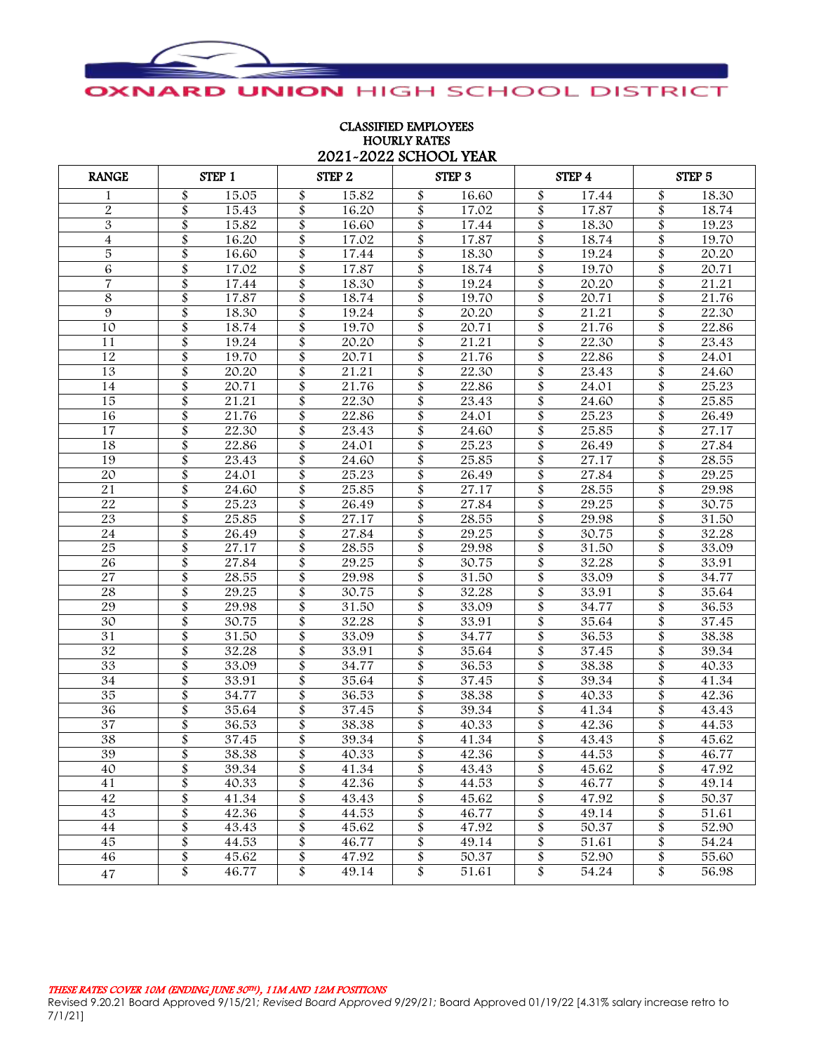OXNARD UNION HIGH SCHOOL DISTRICT

**CLASSIFIED EMPLOYEES**
**HOURLY RATES**
**2021-2022 SCHOOL YEAR**

| RANGE | STEP 1 | STEP 2 | STEP 3 | STEP 4 | STEP 5 |
|---|---|---|---|---|---|
| 1 | $ 15.05 | $ 15.82 | $ 16.60 | $ 17.44 | $ 18.30 |
| 2 | $ 15.43 | $ 16.20 | $ 17.02 | $ 17.87 | $ 18.74 |
| 3 | $ 15.82 | $ 16.60 | $ 17.44 | $ 18.30 | $ 19.23 |
| 4 | $ 16.20 | $ 17.02 | $ 17.87 | $ 18.74 | $ 19.70 |
| 5 | $ 16.60 | $ 17.44 | $ 18.30 | $ 19.24 | $ 20.20 |
| 6 | $ 17.02 | $ 17.87 | $ 18.74 | $ 19.70 | $ 20.71 |
| 7 | $ 17.44 | $ 18.30 | $ 19.24 | $ 20.20 | $ 21.21 |
| 8 | $ 17.87 | $ 18.74 | $ 19.70 | $ 20.71 | $ 21.76 |
| 9 | $ 18.30 | $ 19.24 | $ 20.20 | $ 21.21 | $ 22.30 |
| 10 | $ 18.74 | $ 19.70 | $ 20.71 | $ 21.76 | $ 22.86 |
| 11 | $ 19.24 | $ 20.20 | $ 21.21 | $ 22.30 | $ 23.43 |
| 12 | $ 19.70 | $ 20.71 | $ 21.76 | $ 22.86 | $ 24.01 |
| 13 | $ 20.20 | $ 21.21 | $ 22.30 | $ 23.43 | $ 24.60 |
| 14 | $ 20.71 | $ 21.76 | $ 22.86 | $ 24.01 | $ 25.23 |
| 15 | $ 21.21 | $ 22.30 | $ 23.43 | $ 24.60 | $ 25.85 |
| 16 | $ 21.76 | $ 22.86 | $ 24.01 | $ 25.23 | $ 26.49 |
| 17 | $ 22.30 | $ 23.43 | $ 24.60 | $ 25.85 | $ 27.17 |
| 18 | $ 22.86 | $ 24.01 | $ 25.23 | $ 26.49 | $ 27.84 |
| 19 | $ 23.43 | $ 24.60 | $ 25.85 | $ 27.17 | $ 28.55 |
| 20 | $ 24.01 | $ 25.23 | $ 26.49 | $ 27.84 | $ 29.25 |
| 21 | $ 24.60 | $ 25.85 | $ 27.17 | $ 28.55 | $ 29.98 |
| 22 | $ 25.23 | $ 26.49 | $ 27.84 | $ 29.25 | $ 30.75 |
| 23 | $ 25.85 | $ 27.17 | $ 28.55 | $ 29.98 | $ 31.50 |
| 24 | $ 26.49 | $ 27.84 | $ 29.25 | $ 30.75 | $ 32.28 |
| 25 | $ 27.17 | $ 28.55 | $ 29.98 | $ 31.50 | $ 33.09 |
| 26 | $ 27.84 | $ 29.25 | $ 30.75 | $ 32.28 | $ 33.91 |
| 27 | $ 28.55 | $ 29.98 | $ 31.50 | $ 33.09 | $ 34.77 |
| 28 | $ 29.25 | $ 30.75 | $ 32.28 | $ 33.91 | $ 35.64 |
| 29 | $ 29.98 | $ 31.50 | $ 33.09 | $ 34.77 | $ 36.53 |
| 30 | $ 30.75 | $ 32.28 | $ 33.91 | $ 35.64 | $ 37.45 |
| 31 | $ 31.50 | $ 33.09 | $ 34.77 | $ 36.53 | $ 38.38 |
| 32 | $ 32.28 | $ 33.91 | $ 35.64 | $ 37.45 | $ 39.34 |
| 33 | $ 33.09 | $ 34.77 | $ 36.53 | $ 38.38 | $ 40.33 |
| 34 | $ 33.91 | $ 35.64 | $ 37.45 | $ 39.34 | $ 41.34 |
| 35 | $ 34.77 | $ 36.53 | $ 38.38 | $ 40.33 | $ 42.36 |
| 36 | $ 35.64 | $ 37.45 | $ 39.34 | $ 41.34 | $ 43.43 |
| 37 | $ 36.53 | $ 38.38 | $ 40.33 | $ 42.36 | $ 44.53 |
| 38 | $ 37.45 | $ 39.34 | $ 41.34 | $ 43.43 | $ 45.62 |
| 39 | $ 38.38 | $ 40.33 | $ 42.36 | $ 44.53 | $ 46.77 |
| 40 | $ 39.34 | $ 41.34 | $ 43.43 | $ 45.62 | $ 47.92 |
| 41 | $ 40.33 | $ 42.36 | $ 44.53 | $ 46.77 | $ 49.14 |
| 42 | $ 41.34 | $ 43.43 | $ 45.62 | $ 47.92 | $ 50.37 |
| 43 | $ 42.36 | $ 44.53 | $ 46.77 | $ 49.14 | $ 51.61 |
| 44 | $ 43.43 | $ 45.62 | $ 47.92 | $ 50.37 | $ 52.90 |
| 45 | $ 44.53 | $ 46.77 | $ 49.14 | $ 51.61 | $ 54.24 |
| 46 | $ 45.62 | $ 47.92 | $ 50.37 | $ 52.90 | $ 55.60 |
| 47 | $ 46.77 | $ 49.14 | $ 51.61 | $ 54.24 | $ 56.98 |

***THESE RATES COVER 10M (ENDING JUNE 30TH), 11M AND 12M POSITIONS***

Revised 9.20.21 Board Approved 9/15/21; *Revised Board Approved* 9/29/21; Board Approved 01/19/22 [4.31% salary increase retro to 7/1/21]